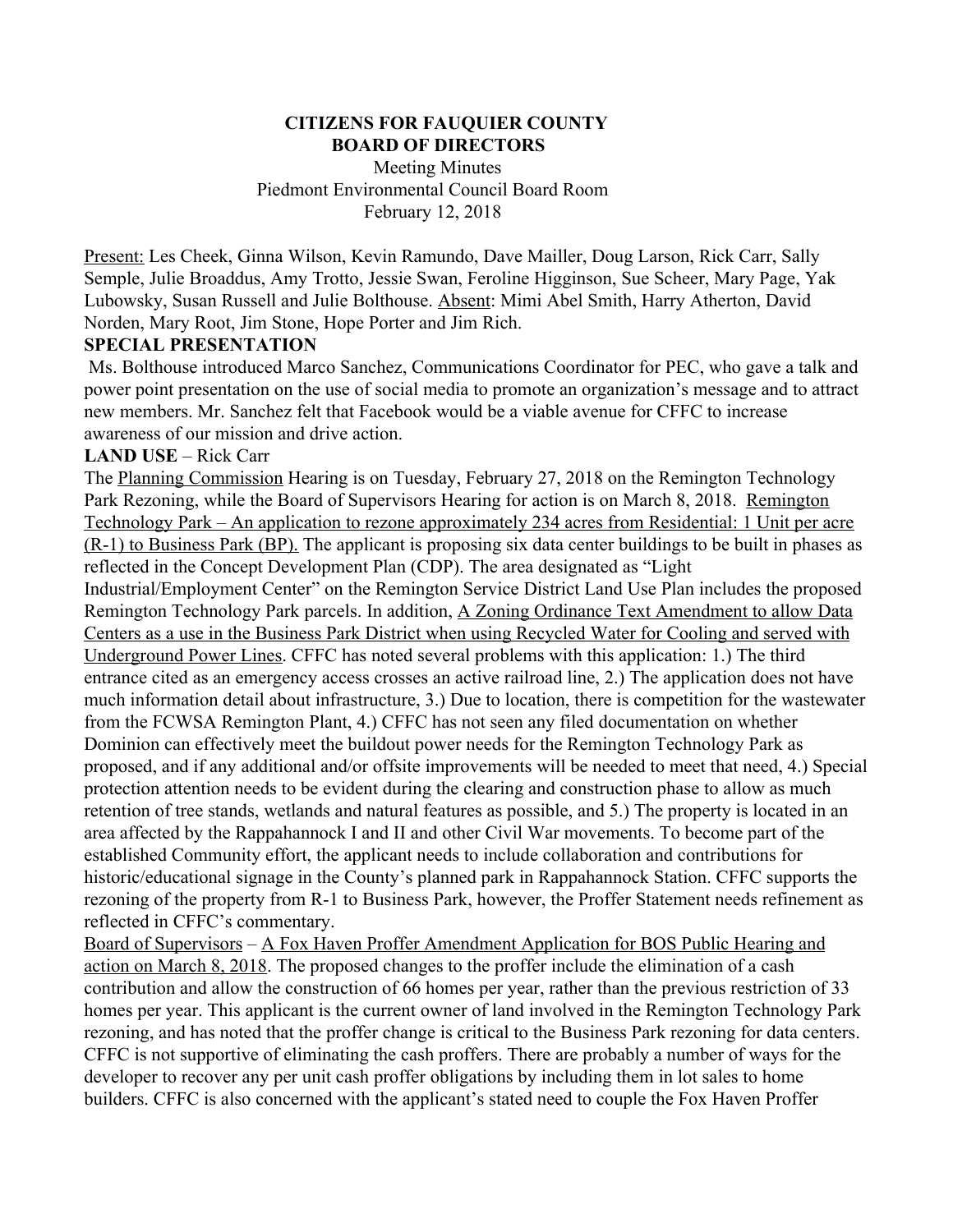**CITIZENS FOR FAUQUIER COUNTY**
**BOARD OF DIRECTORS**

Meeting Minutes
Piedmont Environmental Council Board Room
February 12, 2018

Present: Les Cheek, Ginna Wilson, Kevin Ramundo, Dave Mailler, Doug Larson, Rick Carr, Sally Semple, Julie Broaddus, Amy Trotto, Jessie Swan, Feroline Higginson, Sue Scheer, Mary Page, Yak Lubowsky, Susan Russell and Julie Bolthouse. Absent: Mimi Abel Smith, Harry Atherton, David Norden, Mary Root, Jim Stone, Hope Porter and Jim Rich.

**SPECIAL PRESENTATION**

Ms. Bolthouse introduced Marco Sanchez, Communications Coordinator for PEC, who gave a talk and power point presentation on the use of social media to promote an organization's message and to attract new members. Mr. Sanchez felt that Facebook would be a viable avenue for CFFC to increase awareness of our mission and drive action.

**LAND USE** – Rick Carr

The Planning Commission Hearing is on Tuesday, February 27, 2018 on the Remington Technology Park Rezoning, while the Board of Supervisors Hearing for action is on March 8, 2018. Remington Technology Park – An application to rezone approximately 234 acres from Residential: 1 Unit per acre (R-1) to Business Park (BP). The applicant is proposing six data center buildings to be built in phases as reflected in the Concept Development Plan (CDP). The area designated as "Light Industrial/Employment Center" on the Remington Service District Land Use Plan includes the proposed Remington Technology Park parcels. In addition, A Zoning Ordinance Text Amendment to allow Data Centers as a use in the Business Park District when using Recycled Water for Cooling and served with Underground Power Lines. CFFC has noted several problems with this application: 1.) The third entrance cited as an emergency access crosses an active railroad line, 2.) The application does not have much information detail about infrastructure, 3.) Due to location, there is competition for the wastewater from the FCWSA Remington Plant, 4.) CFFC has not seen any filed documentation on whether Dominion can effectively meet the buildout power needs for the Remington Technology Park as proposed, and if any additional and/or offsite improvements will be needed to meet that need, 4.) Special protection attention needs to be evident during the clearing and construction phase to allow as much retention of tree stands, wetlands and natural features as possible, and 5.) The property is located in an area affected by the Rappahannock I and II and other Civil War movements. To become part of the established Community effort, the applicant needs to include collaboration and contributions for historic/educational signage in the County's planned park in Rappahannock Station. CFFC supports the rezoning of the property from R-1 to Business Park, however, the Proffer Statement needs refinement as reflected in CFFC's commentary.

Board of Supervisors – A Fox Haven Proffer Amendment Application for BOS Public Hearing and action on March 8, 2018. The proposed changes to the proffer include the elimination of a cash contribution and allow the construction of 66 homes per year, rather than the previous restriction of 33 homes per year. This applicant is the current owner of land involved in the Remington Technology Park rezoning, and has noted that the proffer change is critical to the Business Park rezoning for data centers. CFFC is not supportive of eliminating the cash proffers. There are probably a number of ways for the developer to recover any per unit cash proffer obligations by including them in lot sales to home builders. CFFC is also concerned with the applicant's stated need to couple the Fox Haven Proffer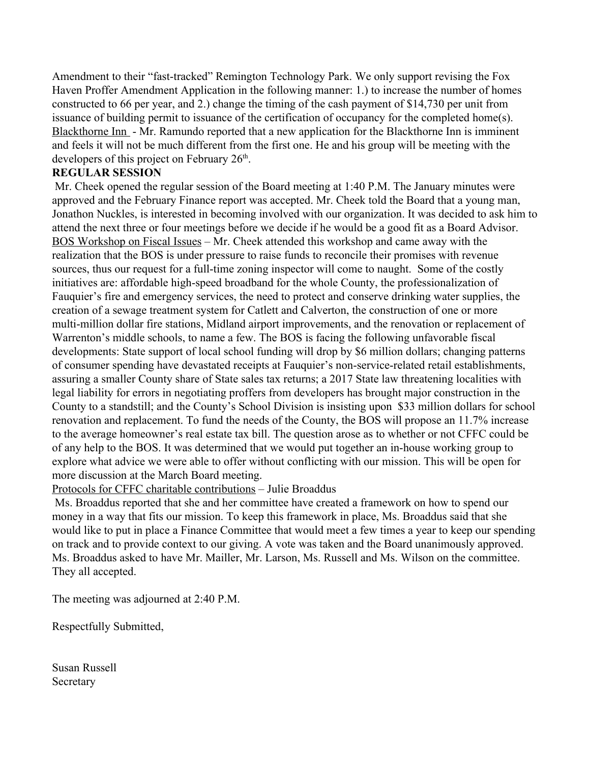Amendment to their "fast-tracked" Remington Technology Park. We only support revising the Fox Haven Proffer Amendment Application in the following manner: 1.) to increase the number of homes constructed to 66 per year, and 2.) change the timing of the cash payment of $14,730 per unit from issuance of building permit to issuance of the certification of occupancy for the completed home(s).

Blackthorne Inn - Mr. Ramundo reported that a new application for the Blackthorne Inn is imminent and feels it will not be much different from the first one. He and his group will be meeting with the developers of this project on February 26th.

**REGULAR SESSION**

Mr. Cheek opened the regular session of the Board meeting at 1:40 P.M. The January minutes were approved and the February Finance report was accepted. Mr. Cheek told the Board that a young man, Jonathon Nuckles, is interested in becoming involved with our organization. It was decided to ask him to attend the next three or four meetings before we decide if he would be a good fit as a Board Advisor.

BOS Workshop on Fiscal Issues – Mr. Cheek attended this workshop and came away with the realization that the BOS is under pressure to raise funds to reconcile their promises with revenue sources, thus our request for a full-time zoning inspector will come to naught. Some of the costly initiatives are: affordable high-speed broadband for the whole County, the professionalization of Fauquier's fire and emergency services, the need to protect and conserve drinking water supplies, the creation of a sewage treatment system for Catlett and Calverton, the construction of one or more multi-million dollar fire stations, Midland airport improvements, and the renovation or replacement of Warrenton's middle schools, to name a few. The BOS is facing the following unfavorable fiscal developments: State support of local school funding will drop by $6 million dollars; changing patterns of consumer spending have devastated receipts at Fauquier's non-service-related retail establishments, assuring a smaller County share of State sales tax returns; a 2017 State law threatening localities with legal liability for errors in negotiating proffers from developers has brought major construction in the County to a standstill; and the County's School Division is insisting upon $33 million dollars for school renovation and replacement. To fund the needs of the County, the BOS will propose an 11.7% increase to the average homeowner's real estate tax bill. The question arose as to whether or not CFFC could be of any help to the BOS. It was determined that we would put together an in-house working group to explore what advice we were able to offer without conflicting with our mission. This will be open for more discussion at the March Board meeting.

Protocols for CFFC charitable contributions – Julie Broaddus

Ms. Broaddus reported that she and her committee have created a framework on how to spend our money in a way that fits our mission. To keep this framework in place, Ms. Broaddus said that she would like to put in place a Finance Committee that would meet a few times a year to keep our spending on track and to provide context to our giving. A vote was taken and the Board unanimously approved. Ms. Broaddus asked to have Mr. Mailler, Mr. Larson, Ms. Russell and Ms. Wilson on the committee. They all accepted.

The meeting was adjourned at 2:40 P.M.

Respectfully Submitted,

Susan Russell
Secretary